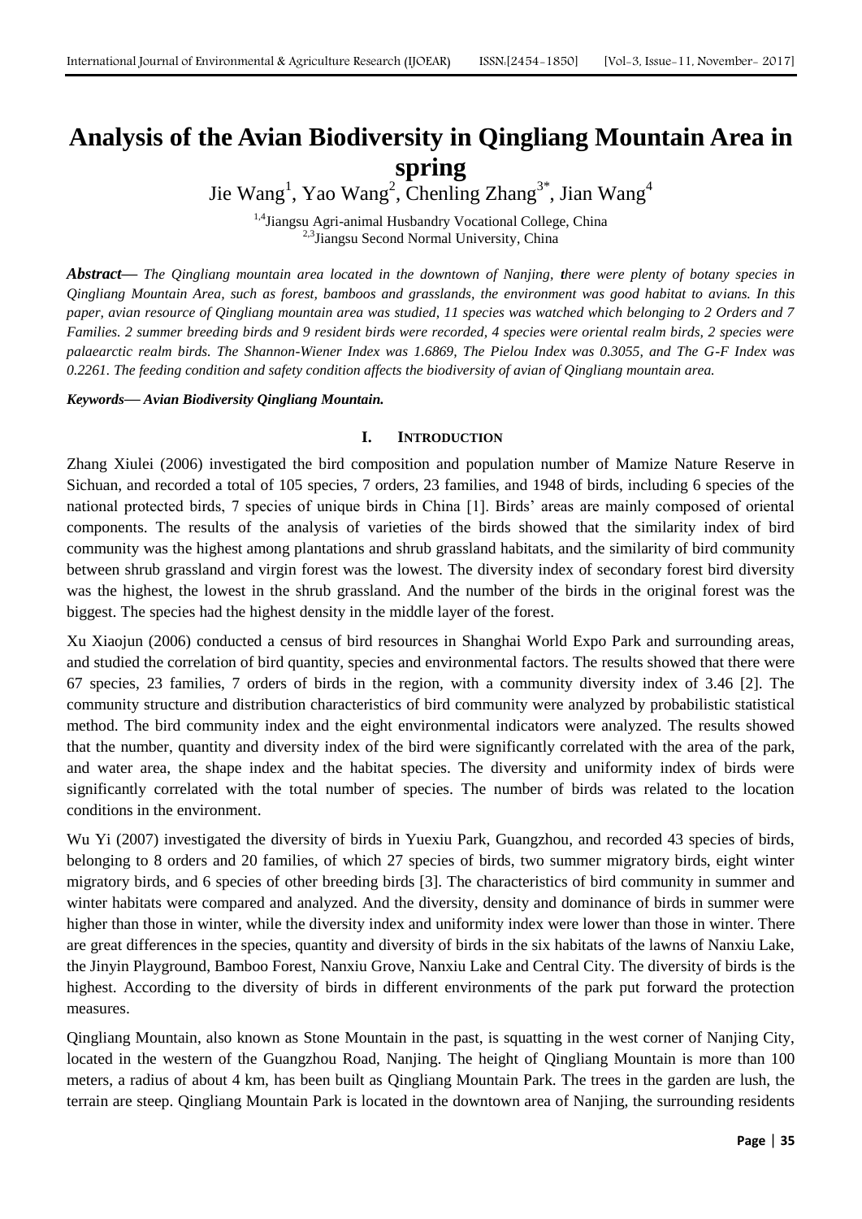# Analysis of the Avian Biodiversity in Qingliang Mountain Area in spring

Jie Wang[1], Yao Wang[2], Chenling Zhang[3*], Jian Wang[4]

[1,4]Jiangsu Agri-animal Husbandry Vocational College, China
[2,3]Jiangsu Second Normal University, China

***Abstract***— *The Qingliang mountain area located in the downtown of Nanjing, there were plenty of botany species in Qingliang Mountain Area, such as forest, bamboos and grasslands, the environment was good habitat to avians. In this paper, avian resource of Qingliang mountain area was studied, 11 species was watched which belonging to 2 Orders and 7 Families. 2 summer breeding birds and 9 resident birds were recorded, 4 species were oriental realm birds, 2 species were palaearctic realm birds. The Shannon-Wiener Index was 1.6869, The Pielou Index was 0.3055, and The G-F Index was 0.2261. The feeding condition and safety condition affects the biodiversity of avian of Qingliang mountain area.*

***Keywords— Avian Biodiversity Qingliang Mountain.***

## I. INTRODUCTION

Zhang Xiulei (2006) investigated the bird composition and population number of Mamize Nature Reserve in Sichuan, and recorded a total of 105 species, 7 orders, 23 families, and 1948 of birds, including 6 species of the national protected birds, 7 species of unique birds in China [1]. Birds' areas are mainly composed of oriental components. The results of the analysis of varieties of the birds showed that the similarity index of bird community was the highest among plantations and shrub grassland habitats, and the similarity of bird community between shrub grassland and virgin forest was the lowest. The diversity index of secondary forest bird diversity was the highest, the lowest in the shrub grassland. And the number of the birds in the original forest was the biggest. The species had the highest density in the middle layer of the forest.

Xu Xiaojun (2006) conducted a census of bird resources in Shanghai World Expo Park and surrounding areas, and studied the correlation of bird quantity, species and environmental factors. The results showed that there were 67 species, 23 families, 7 orders of birds in the region, with a community diversity index of 3.46 [2]. The community structure and distribution characteristics of bird community were analyzed by probabilistic statistical method. The bird community index and the eight environmental indicators were analyzed. The results showed that the number, quantity and diversity index of the bird were significantly correlated with the area of the park, and water area, the shape index and the habitat species. The diversity and uniformity index of birds were significantly correlated with the total number of species. The number of birds was related to the location conditions in the environment.

Wu Yi (2007) investigated the diversity of birds in Yuexiu Park, Guangzhou, and recorded 43 species of birds, belonging to 8 orders and 20 families, of which 27 species of birds, two summer migratory birds, eight winter migratory birds, and 6 species of other breeding birds [3]. The characteristics of bird community in summer and winter habitats were compared and analyzed. And the diversity, density and dominance of birds in summer were higher than those in winter, while the diversity index and uniformity index were lower than those in winter. There are great differences in the species, quantity and diversity of birds in the six habitats of the lawns of Nanxiu Lake, the Jinyin Playground, Bamboo Forest, Nanxiu Grove, Nanxiu Lake and Central City. The diversity of birds is the highest. According to the diversity of birds in different environments of the park put forward the protection measures.

Qingliang Mountain, also known as Stone Mountain in the past, is squatting in the west corner of Nanjing City, located in the western of the Guangzhou Road, Nanjing. The height of Qingliang Mountain is more than 100 meters, a radius of about 4 km, has been built as Qingliang Mountain Park. The trees in the garden are lush, the terrain are steep. Qingliang Mountain Park is located in the downtown area of Nanjing, the surrounding residents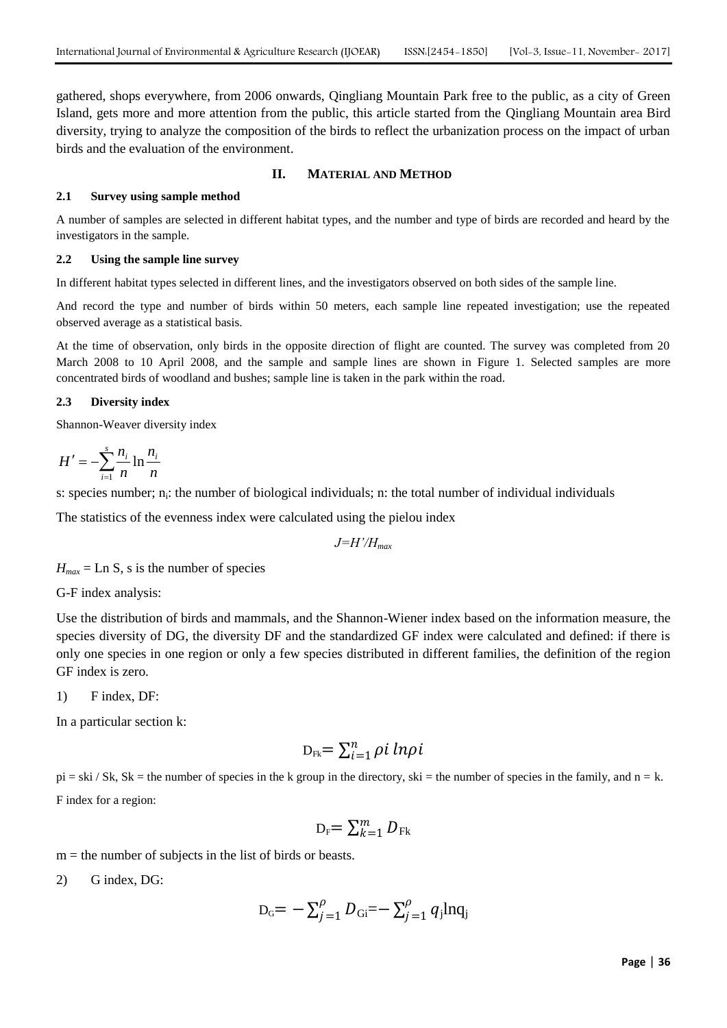gathered, shops everywhere, from 2006 onwards, Qingliang Mountain Park free to the public, as a city of Green Island, gets more and more attention from the public, this article started from the Qingliang Mountain area Bird diversity, trying to analyze the composition of the birds to reflect the urbanization process on the impact of urban birds and the evaluation of the environment.

## II. MATERIAL AND METHOD

### 2.1 Survey using sample method

A number of samples are selected in different habitat types, and the number and type of birds are recorded and heard by the investigators in the sample.

### 2.2 Using the sample line survey

In different habitat types selected in different lines, and the investigators observed on both sides of the sample line.

And record the type and number of birds within 50 meters, each sample line repeated investigation; use the repeated observed average as a statistical basis.

At the time of observation, only birds in the opposite direction of flight are counted. The survey was completed from 20 March 2008 to 10 April 2008, and the sample and sample lines are shown in Figure 1. Selected samples are more concentrated birds of woodland and bushes; sample line is taken in the park within the road.

### 2.3 Diversity index

Shannon-Weaver diversity index

$$H' = -\sum_{i=1}^{s} \frac{n_i}{n} \ln \frac{n_i}{n}$$

s: species number; $n_i$: the number of biological individuals; n: the total number of individual individuals

The statistics of the evenness index were calculated using the pielou index

$$J = H'/H_{max}$$

$H_{max}$ = Ln S, s is the number of species

G-F index analysis:

Use the distribution of birds and mammals, and the Shannon-Wiener index based on the information measure, the species diversity of DG, the diversity DF and the standardized GF index were calculated and defined: if there is only one species in one region or only a few species distributed in different families, the definition of the region GF index is zero.

1) F index, DF:

In a particular section k:

$$D_{Fk} = \sum_{i=1}^{n} \rho i \, ln \rho i$$

pi = ski / Sk, Sk = the number of species in the k group in the directory, ski = the number of species in the family, and n = k.

F index for a region:

$$D_F = \sum_{k=1}^{m} D_{Fk}$$

m = the number of subjects in the list of birds or beasts.

2) G index, DG:

$$D_G = -\sum_{j=1}^{\rho} D_{Gi} = -\sum_{j=1}^{\rho} q_j \ln q_j$$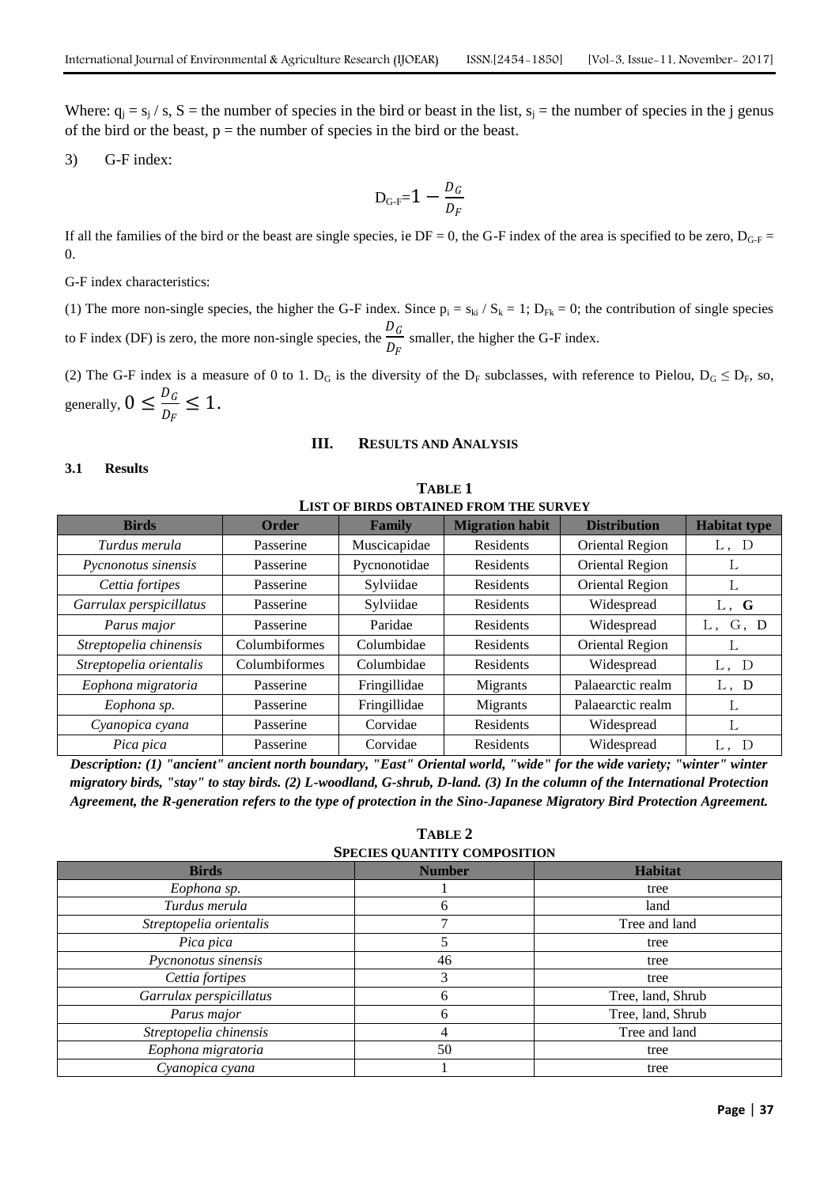Where: $q_j = s_j / s$, S = the number of species in the bird or beast in the list, $s_j$ = the number of species in the j genus of the bird or the beast, p = the number of species in the bird or the beast.

3) G-F index:

$$D_{G\text{-}F} = 1 - \frac{D_G}{D_F}$$

If all the families of the bird or the beast are single species, ie DF = 0, the G-F index of the area is specified to be zero, $D_{G\text{-}F}$ = 0.

G-F index characteristics:

(1) The more non-single species, the higher the G-F index. Since $p_i = s_{ki} / S_k = 1$; $D_{Fk} = 0$; the contribution of single species to F index (DF) is zero, the more non-single species, the $\frac{D_G}{D_F}$ smaller, the higher the G-F index.

(2) The G-F index is a measure of 0 to 1. $D_G$ is the diversity of the $D_F$ subclasses, with reference to Pielou, $D_G \leq D_F$, so, generally, $0 \leq \frac{D_G}{D_F} \leq 1$.

## III. RESULTS AND ANALYSIS

### 3.1 Results

**TABLE 1**
**LIST OF BIRDS OBTAINED FROM THE SURVEY**

| Birds | Order | Family | Migration habit | Distribution | Habitat type |
|---|---|---|---|---|---|
| *Turdus merula* | Passerine | Muscicapidae | Residents | Oriental Region | L， D |
| *Pycnonotus sinensis* | Passerine | Pycnonotidae | Residents | Oriental Region | L |
| *Cettia fortipes* | Passerine | Sylviidae | Residents | Oriental Region | L |
| *Garrulax perspicillatus* | Passerine | Sylviidae | Residents | Widespread | L， **G** |
| *Parus major* | Passerine | Paridae | Residents | Widespread | L， G， D |
| *Streptopelia chinensis* | Columbiformes | Columbidae | Residents | Oriental Region | L |
| *Streptopelia orientalis* | Columbiformes | Columbidae | Residents | Widespread | L， D |
| *Eophona migratoria* | Passerine | Fringillidae | Migrants | Palaearctic realm | L， D |
| *Eophona sp.* | Passerine | Fringillidae | Migrants | Palaearctic realm | L |
| *Cyanopica cyana* | Passerine | Corvidae | Residents | Widespread | L |
| *Pica pica* | Passerine | Corvidae | Residents | Widespread | L， D |

***Description: (1) "ancient" ancient north boundary, "East" Oriental world, "wide" for the wide variety; "winter" winter migratory birds, "stay" to stay birds. (2) L-woodland, G-shrub, D-land. (3) In the column of the International Protection Agreement, the R-generation refers to the type of protection in the Sino-Japanese Migratory Bird Protection Agreement.***

**TABLE 2**
**SPECIES QUANTITY COMPOSITION**

| Birds | Number | Habitat |
|---|---|---|
| *Eophona sp.* | 1 | tree |
| *Turdus merula* | 6 | land |
| *Streptopelia orientalis* | 7 | Tree and land |
| *Pica pica* | 5 | tree |
| *Pycnonotus sinensis* | 46 | tree |
| *Cettia fortipes* | 3 | tree |
| *Garrulax perspicillatus* | 6 | Tree, land, Shrub |
| *Parus major* | 6 | Tree, land, Shrub |
| *Streptopelia chinensis* | 4 | Tree and land |
| *Eophona migratoria* | 50 | tree |
| *Cyanopica cyana* | 1 | tree |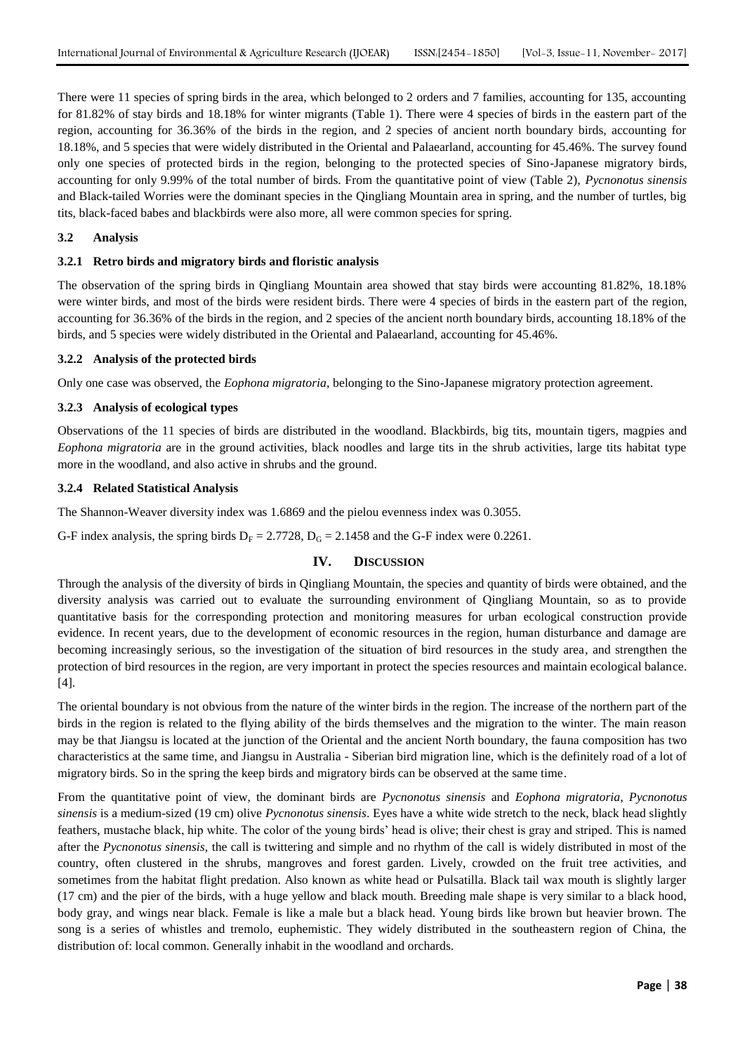There were 11 species of spring birds in the area, which belonged to 2 orders and 7 families, accounting for 135, accounting for 81.82% of stay birds and 18.18% for winter migrants (Table 1). There were 4 species of birds in the eastern part of the region, accounting for 36.36% of the birds in the region, and 2 species of ancient north boundary birds, accounting for 18.18%, and 5 species that were widely distributed in the Oriental and Palaearland, accounting for 45.46%. The survey found only one species of protected birds in the region, belonging to the protected species of Sino-Japanese migratory birds, accounting for only 9.99% of the total number of birds. From the quantitative point of view (Table 2), *Pycnonotus sinensis* and Black-tailed Worries were the dominant species in the Qingliang Mountain area in spring, and the number of turtles, big tits, black-faced babes and blackbirds were also more, all were common species for spring.

### 3.2 Analysis

#### 3.2.1 Retro birds and migratory birds and floristic analysis

The observation of the spring birds in Qingliang Mountain area showed that stay birds were accounting 81.82%, 18.18% were winter birds, and most of the birds were resident birds. There were 4 species of birds in the eastern part of the region, accounting for 36.36% of the birds in the region, and 2 species of the ancient north boundary birds, accounting 18.18% of the birds, and 5 species were widely distributed in the Oriental and Palaearland, accounting for 45.46%.

#### 3.2.2 Analysis of the protected birds

Only one case was observed, the *Eophona migratoria*, belonging to the Sino-Japanese migratory protection agreement.

#### 3.2.3 Analysis of ecological types

Observations of the 11 species of birds are distributed in the woodland. Blackbirds, big tits, mountain tigers, magpies and *Eophona migratoria* are in the ground activities, black noodles and large tits in the shrub activities, large tits habitat type more in the woodland, and also active in shrubs and the ground.

#### 3.2.4 Related Statistical Analysis

The Shannon-Weaver diversity index was 1.6869 and the pielou evenness index was 0.3055.

G-F index analysis, the spring birds $D_F = 2.7728$, $D_G = 2.1458$ and the G-F index were 0.2261.

## IV. DISCUSSION

Through the analysis of the diversity of birds in Qingliang Mountain, the species and quantity of birds were obtained, and the diversity analysis was carried out to evaluate the surrounding environment of Qingliang Mountain, so as to provide quantitative basis for the corresponding protection and monitoring measures for urban ecological construction provide evidence. In recent years, due to the development of economic resources in the region, human disturbance and damage are becoming increasingly serious, so the investigation of the situation of bird resources in the study area, and strengthen the protection of bird resources in the region, are very important in protect the species resources and maintain ecological balance. [4].

The oriental boundary is not obvious from the nature of the winter birds in the region. The increase of the northern part of the birds in the region is related to the flying ability of the birds themselves and the migration to the winter. The main reason may be that Jiangsu is located at the junction of the Oriental and the ancient North boundary, the fauna composition has two characteristics at the same time, and Jiangsu in Australia - Siberian bird migration line, which is the definitely road of a lot of migratory birds. So in the spring the keep birds and migratory birds can be observed at the same time.

From the quantitative point of view, the dominant birds are *Pycnonotus sinensis* and *Eophona migratoria*, *Pycnonotus sinensis* is a medium-sized (19 cm) olive *Pycnonotus sinensis*. Eyes have a white wide stretch to the neck, black head slightly feathers, mustache black, hip white. The color of the young birds' head is olive; their chest is gray and striped. This is named after the *Pycnonotus sinensis*, the call is twittering and simple and no rhythm of the call is widely distributed in most of the country, often clustered in the shrubs, mangroves and forest garden. Lively, crowded on the fruit tree activities, and sometimes from the habitat flight predation. Also known as white head or Pulsatilla. Black tail wax mouth is slightly larger (17 cm) and the pier of the birds, with a huge yellow and black mouth. Breeding male shape is very similar to a black hood, body gray, and wings near black. Female is like a male but a black head. Young birds like brown but heavier brown. The song is a series of whistles and tremolo, euphemistic. They widely distributed in the southeastern region of China, the distribution of: local common. Generally inhabit in the woodland and orchards.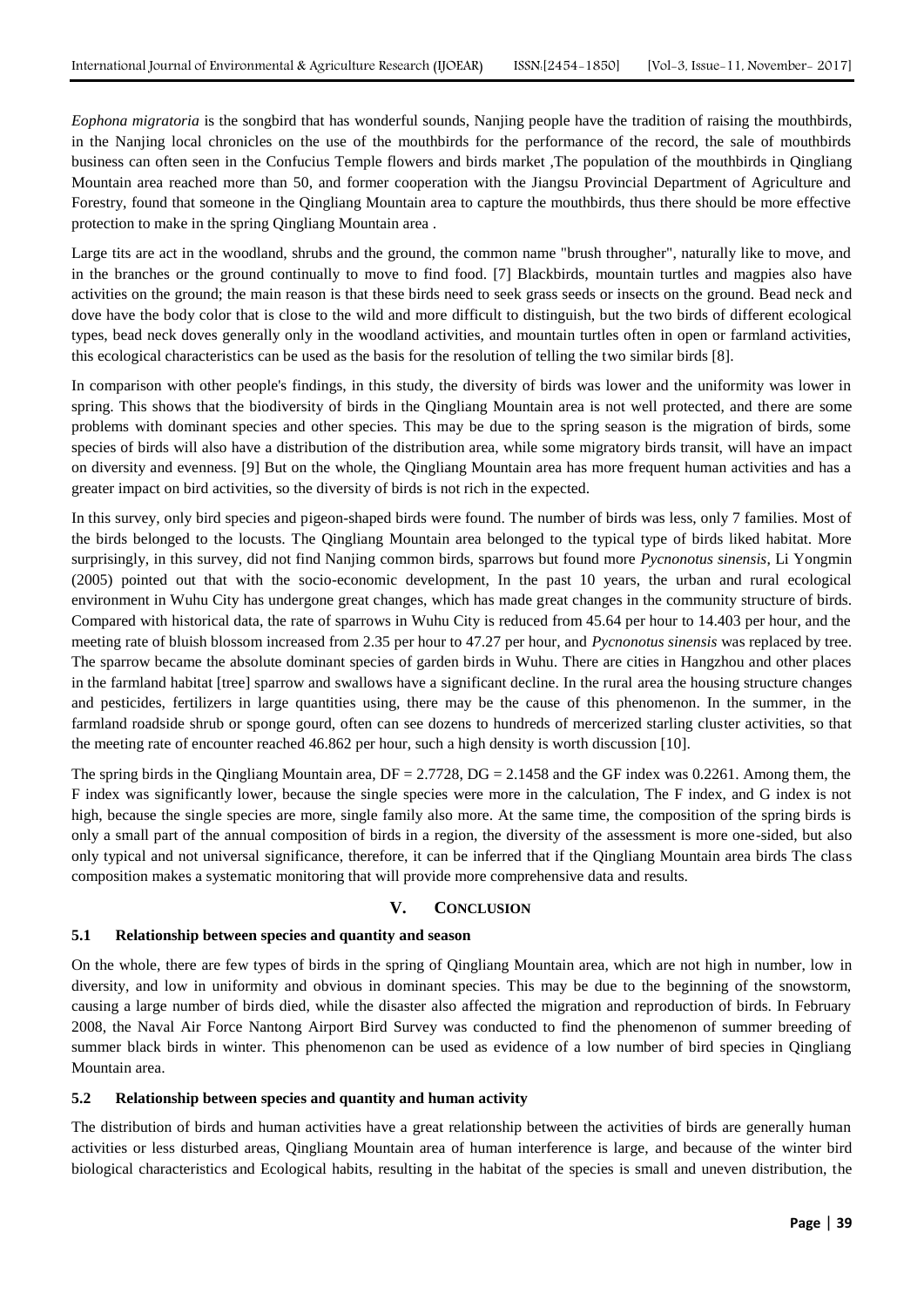*Eophona migratoria* is the songbird that has wonderful sounds, Nanjing people have the tradition of raising the mouthbirds, in the Nanjing local chronicles on the use of the mouthbirds for the performance of the record, the sale of mouthbirds business can often seen in the Confucius Temple flowers and birds market ,The population of the mouthbirds in Qingliang Mountain area reached more than 50, and former cooperation with the Jiangsu Provincial Department of Agriculture and Forestry, found that someone in the Qingliang Mountain area to capture the mouthbirds, thus there should be more effective protection to make in the spring Qingliang Mountain area .

Large tits are act in the woodland, shrubs and the ground, the common name "brush througher", naturally like to move, and in the branches or the ground continually to move to find food. [7] Blackbirds, mountain turtles and magpies also have activities on the ground; the main reason is that these birds need to seek grass seeds or insects on the ground. Bead neck and dove have the body color that is close to the wild and more difficult to distinguish, but the two birds of different ecological types, bead neck doves generally only in the woodland activities, and mountain turtles often in open or farmland activities, this ecological characteristics can be used as the basis for the resolution of telling the two similar birds [8].

In comparison with other people's findings, in this study, the diversity of birds was lower and the uniformity was lower in spring. This shows that the biodiversity of birds in the Qingliang Mountain area is not well protected, and there are some problems with dominant species and other species. This may be due to the spring season is the migration of birds, some species of birds will also have a distribution of the distribution area, while some migratory birds transit, will have an impact on diversity and evenness. [9] But on the whole, the Qingliang Mountain area has more frequent human activities and has a greater impact on bird activities, so the diversity of birds is not rich in the expected.

In this survey, only bird species and pigeon-shaped birds were found. The number of birds was less, only 7 families. Most of the birds belonged to the locusts. The Qingliang Mountain area belonged to the typical type of birds liked habitat. More surprisingly, in this survey, did not find Nanjing common birds, sparrows but found more *Pycnonotus sinensis*, Li Yongmin (2005) pointed out that with the socio-economic development, In the past 10 years, the urban and rural ecological environment in Wuhu City has undergone great changes, which has made great changes in the community structure of birds. Compared with historical data, the rate of sparrows in Wuhu City is reduced from 45.64 per hour to 14.403 per hour, and the meeting rate of bluish blossom increased from 2.35 per hour to 47.27 per hour, and *Pycnonotus sinensis* was replaced by tree. The sparrow became the absolute dominant species of garden birds in Wuhu. There are cities in Hangzhou and other places in the farmland habitat [tree] sparrow and swallows have a significant decline. In the rural area the housing structure changes and pesticides, fertilizers in large quantities using, there may be the cause of this phenomenon. In the summer, in the farmland roadside shrub or sponge gourd, often can see dozens to hundreds of mercerized starling cluster activities, so that the meeting rate of encounter reached 46.862 per hour, such a high density is worth discussion [10].

The spring birds in the Qingliang Mountain area, DF = 2.7728, DG = 2.1458 and the GF index was 0.2261. Among them, the F index was significantly lower, because the single species were more in the calculation, The F index, and G index is not high, because the single species are more, single family also more. At the same time, the composition of the spring birds is only a small part of the annual composition of birds in a region, the diversity of the assessment is more one-sided, but also only typical and not universal significance, therefore, it can be inferred that if the Qingliang Mountain area birds The class composition makes a systematic monitoring that will provide more comprehensive data and results.

## V. CONCLUSION

### 5.1 Relationship between species and quantity and season

On the whole, there are few types of birds in the spring of Qingliang Mountain area, which are not high in number, low in diversity, and low in uniformity and obvious in dominant species. This may be due to the beginning of the snowstorm, causing a large number of birds died, while the disaster also affected the migration and reproduction of birds. In February 2008, the Naval Air Force Nantong Airport Bird Survey was conducted to find the phenomenon of summer breeding of summer black birds in winter. This phenomenon can be used as evidence of a low number of bird species in Qingliang Mountain area.

### 5.2 Relationship between species and quantity and human activity

The distribution of birds and human activities have a great relationship between the activities of birds are generally human activities or less disturbed areas, Qingliang Mountain area of human interference is large, and because of the winter bird biological characteristics and Ecological habits, resulting in the habitat of the species is small and uneven distribution, the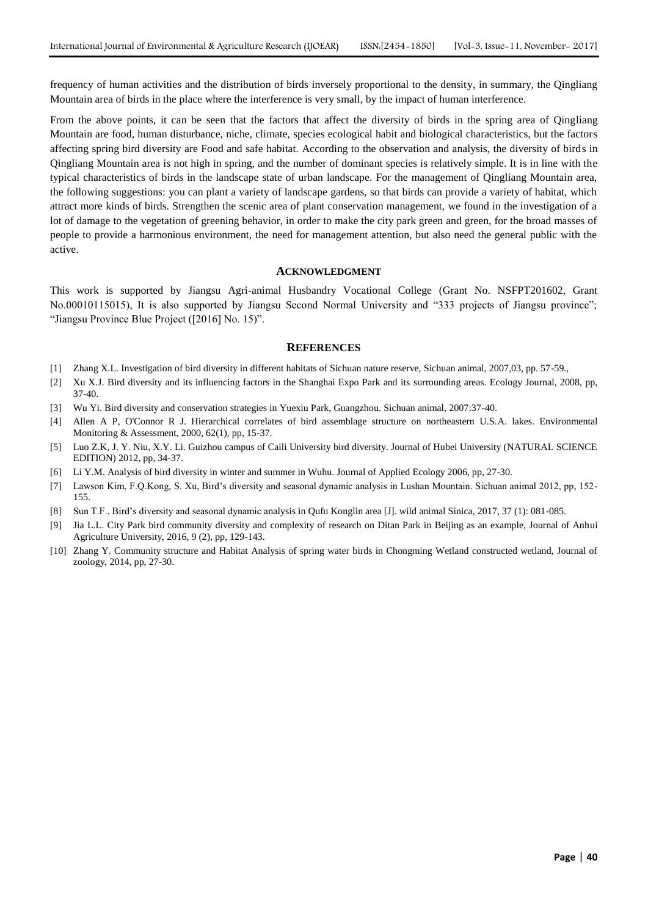frequency of human activities and the distribution of birds inversely proportional to the density, in summary, the Qingliang Mountain area of birds in the place where the interference is very small, by the impact of human interference.

From the above points, it can be seen that the factors that affect the diversity of birds in the spring area of Qingliang Mountain are food, human disturbance, niche, climate, species ecological habit and biological characteristics, but the factors affecting spring bird diversity are Food and safe habitat. According to the observation and analysis, the diversity of birds in Qingliang Mountain area is not high in spring, and the number of dominant species is relatively simple. It is in line with the typical characteristics of birds in the landscape state of urban landscape. For the management of Qingliang Mountain area, the following suggestions: you can plant a variety of landscape gardens, so that birds can provide a variety of habitat, which attract more kinds of birds. Strengthen the scenic area of plant conservation management, we found in the investigation of a lot of damage to the vegetation of greening behavior, in order to make the city park green and green, for the broad masses of people to provide a harmonious environment, the need for management attention, but also need the general public with the active.

## ACKNOWLEDGMENT

This work is supported by Jiangsu Agri-animal Husbandry Vocational College (Grant No. NSFPT201602, Grant No.00010115015), It is also supported by Jiangsu Second Normal University and "333 projects of Jiangsu province"; "Jiangsu Province Blue Project ([2016] No. 15)".

## REFERENCES

[1] Zhang X.L. Investigation of bird diversity in different habitats of Sichuan nature reserve, Sichuan animal, 2007,03, pp. 57-59.,

[2] Xu X.J. Bird diversity and its influencing factors in the Shanghai Expo Park and its surrounding areas. Ecology Journal, 2008, pp, 37-40.

[3] Wu Yi. Bird diversity and conservation strategies in Yuexiu Park, Guangzhou. Sichuan animal, 2007:37-40.

[4] Allen A P, O'Connor R J. Hierarchical correlates of bird assemblage structure on northeastern U.S.A. lakes. Environmental Monitoring & Assessment, 2000, 62(1), pp, 15-37.

[5] Luo Z.K, J. Y. Niu, X.Y. Li. Guizhou campus of Caili University bird diversity. Journal of Hubei University (NATURAL SCIENCE EDITION) 2012, pp, 34-37.

[6] Li Y.M. Analysis of bird diversity in winter and summer in Wuhu. Journal of Applied Ecology 2006, pp, 27-30.

[7] Lawson Kim, F.Q.Kong, S. Xu, Bird's diversity and seasonal dynamic analysis in Lushan Mountain. Sichuan animal 2012, pp, 152-155.

[8] Sun T.F., Bird's diversity and seasonal dynamic analysis in Qufu Konglin area [J]. wild animal Sinica, 2017, 37 (1): 081-085.

[9] Jia L.L. City Park bird community diversity and complexity of research on Ditan Park in Beijing as an example, Journal of Anhui Agriculture University, 2016, 9 (2), pp, 129-143.

[10] Zhang Y. Community structure and Habitat Analysis of spring water birds in Chongming Wetland constructed wetland, Journal of zoology, 2014, pp, 27-30.